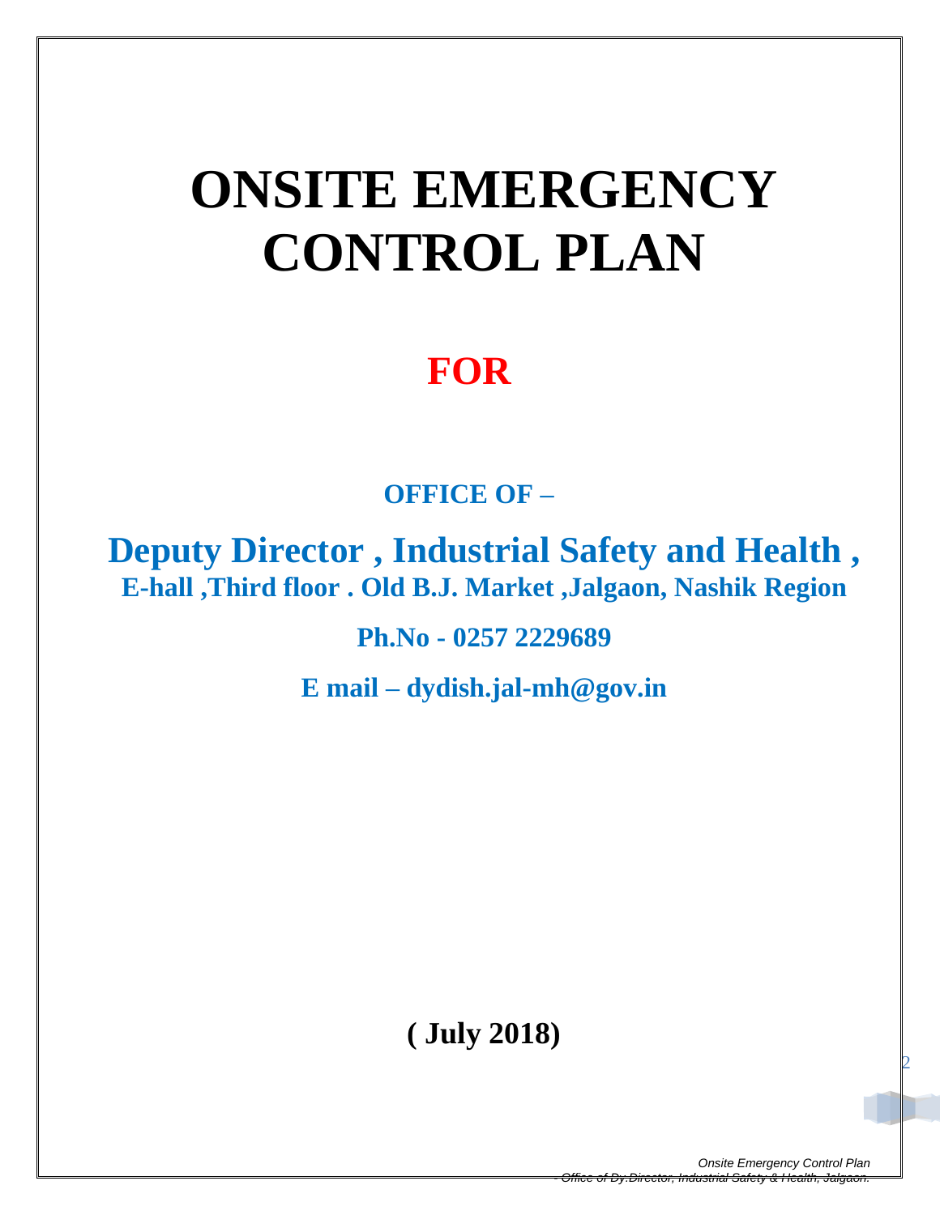# ONSITE EMERGENCY CONTROL PLAN

## FOR

**OFFICE OF –**

## Deputy Director , Industrial Safety and Health ,

**E-hall ,Third floor . Old B.J. Market ,Jalgaon, Nashik Region**

**Ph.No - 0257 2229689**

**E mail – dydish.jal-mh@gov.in**

**( July 2018)**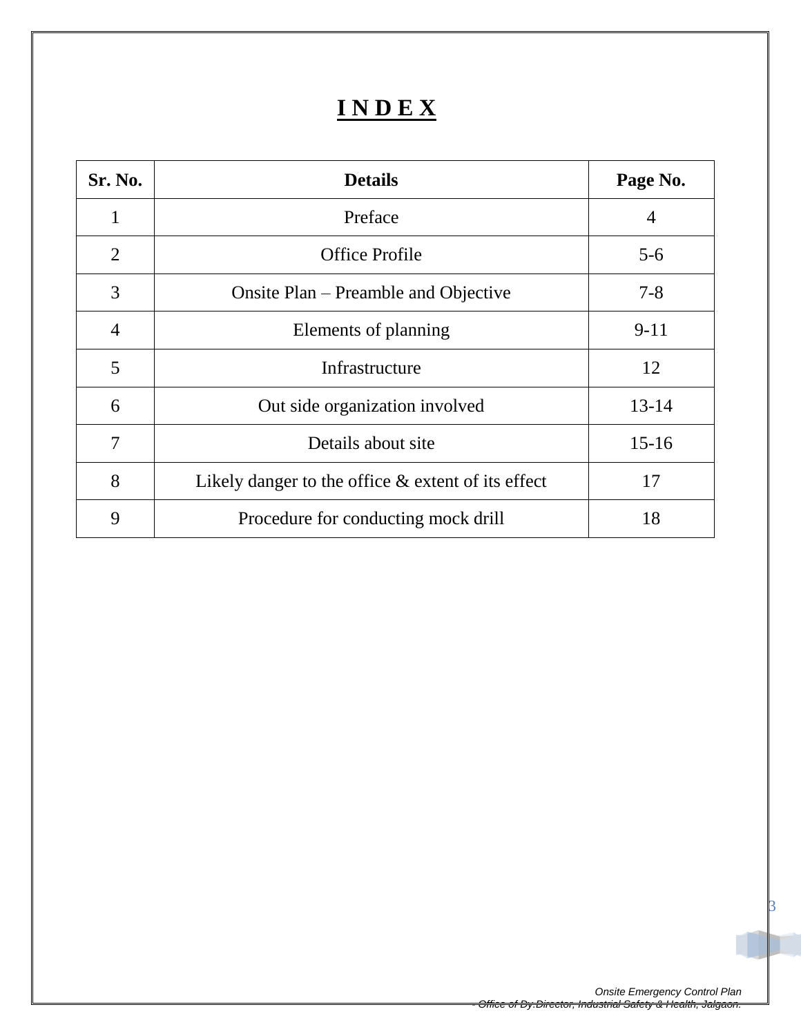# INDEX

| Sr. No. | Details | Page No. |
|---|---|---|
| 1 | Preface | 4 |
| 2 | Office Profile | 5-6 |
| 3 | Onsite Plan – Preamble and Objective | 7-8 |
| 4 | Elements of planning | 9-11 |
| 5 | Infrastructure | 12 |
| 6 | Out side organization involved | 13-14 |
| 7 | Details about site | 15-16 |
| 8 | Likely danger to the office & extent of its effect | 17 |
| 9 | Procedure for conducting mock drill | 18 |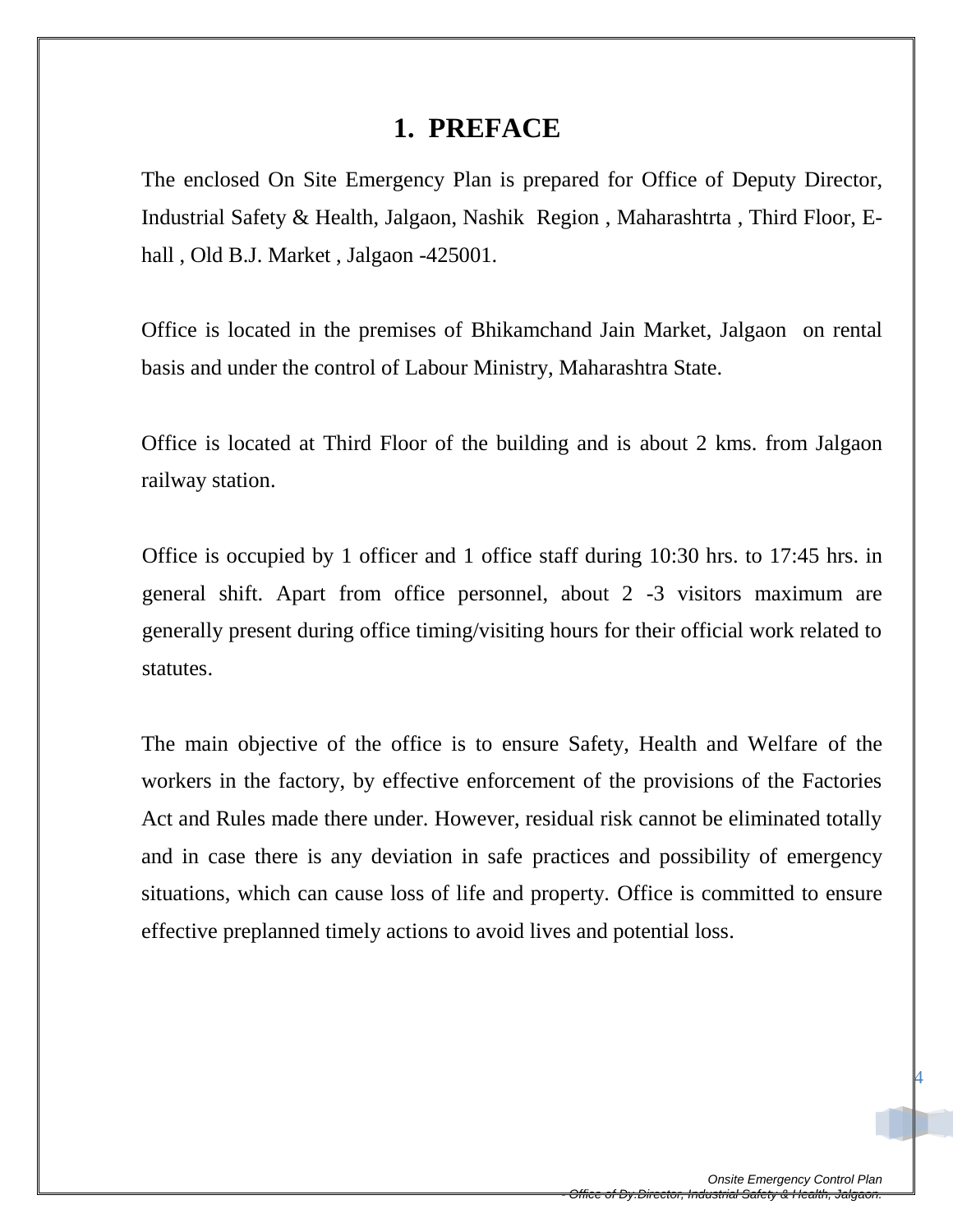# 1. PREFACE

The enclosed On Site Emergency Plan is prepared for Office of Deputy Director, Industrial Safety & Health, Jalgaon, Nashik Region , Maharashtrta , Third Floor, E-hall , Old B.J. Market , Jalgaon -425001.

Office is located in the premises of Bhikamchand Jain Market, Jalgaon on rental basis and under the control of Labour Ministry, Maharashtra State.

Office is located at Third Floor of the building and is about 2 kms. from Jalgaon railway station.

Office is occupied by 1 officer and 1 office staff during 10:30 hrs. to 17:45 hrs. in general shift. Apart from office personnel, about 2 -3 visitors maximum are generally present during office timing/visiting hours for their official work related to statutes.

The main objective of the office is to ensure Safety, Health and Welfare of the workers in the factory, by effective enforcement of the provisions of the Factories Act and Rules made there under. However, residual risk cannot be eliminated totally and in case there is any deviation in safe practices and possibility of emergency situations, which can cause loss of life and property. Office is committed to ensure effective preplanned timely actions to avoid lives and potential loss.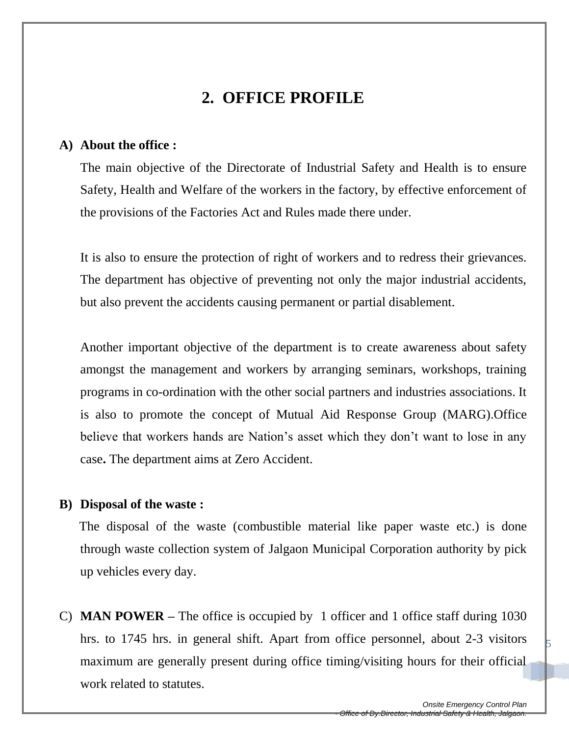# 2. OFFICE PROFILE

**A) About the office :**

The main objective of the Directorate of Industrial Safety and Health is to ensure Safety, Health and Welfare of the workers in the factory, by effective enforcement of the provisions of the Factories Act and Rules made there under.

It is also to ensure the protection of right of workers and to redress their grievances. The department has objective of preventing not only the major industrial accidents, but also prevent the accidents causing permanent or partial disablement.

Another important objective of the department is to create awareness about safety amongst the management and workers by arranging seminars, workshops, training programs in co-ordination with the other social partners and industries associations. It is also to promote the concept of Mutual Aid Response Group (MARG).Office believe that workers hands are Nation's asset which they don't want to lose in any case**.** The department aims at Zero Accident.

**B) Disposal of the waste :**

The disposal of the waste (combustible material like paper waste etc.) is done through waste collection system of Jalgaon Municipal Corporation authority by pick up vehicles every day.

C) **MAN POWER –** The office is occupied by 1 officer and 1 office staff during 1030 hrs. to 1745 hrs. in general shift. Apart from office personnel, about 2-3 visitors maximum are generally present during office timing/visiting hours for their official work related to statutes.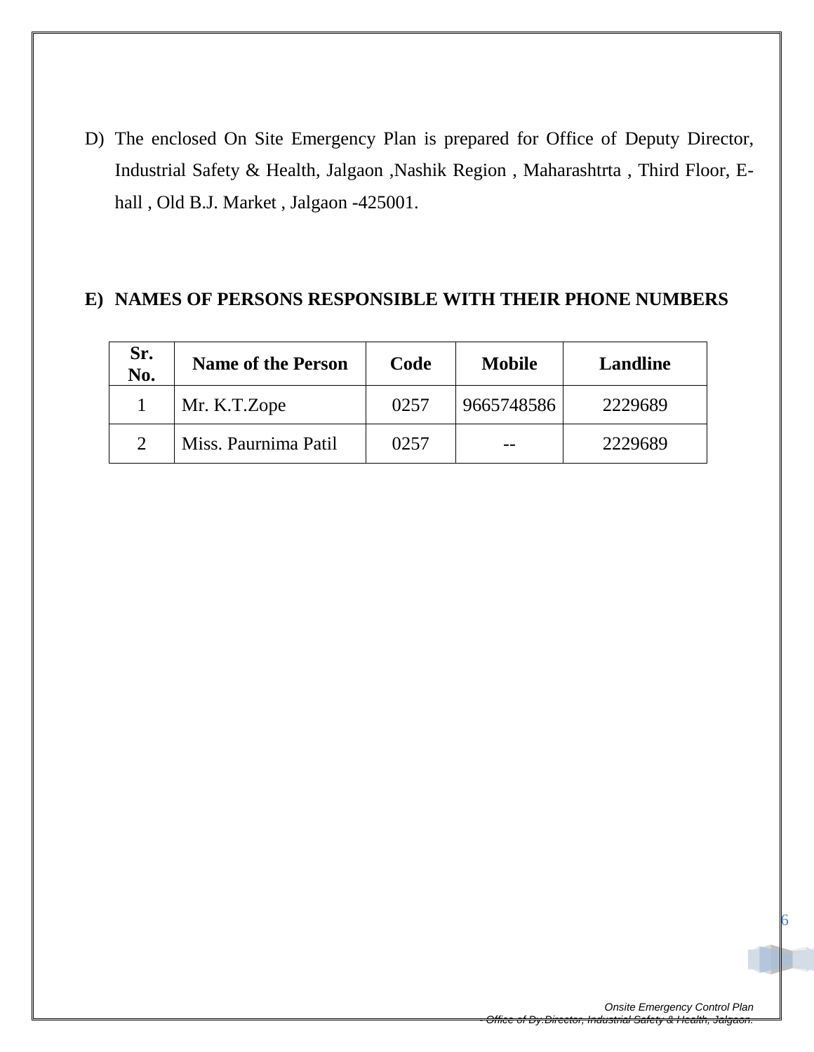D) The enclosed On Site Emergency Plan is prepared for Office of Deputy Director, Industrial Safety & Health, Jalgaon ,Nashik Region , Maharashtrta , Third Floor, E-hall , Old B.J. Market , Jalgaon -425001.

**E) NAMES OF PERSONS RESPONSIBLE WITH THEIR PHONE NUMBERS**

| Sr. No. | Name of the Person | Code | Mobile | Landline |
|---|---|---|---|---|
| 1 | Mr. K.T.Zope | 0257 | 9665748586 | 2229689 |
| 2 | Miss. Paurnima Patil | 0257 | -- | 2229689 |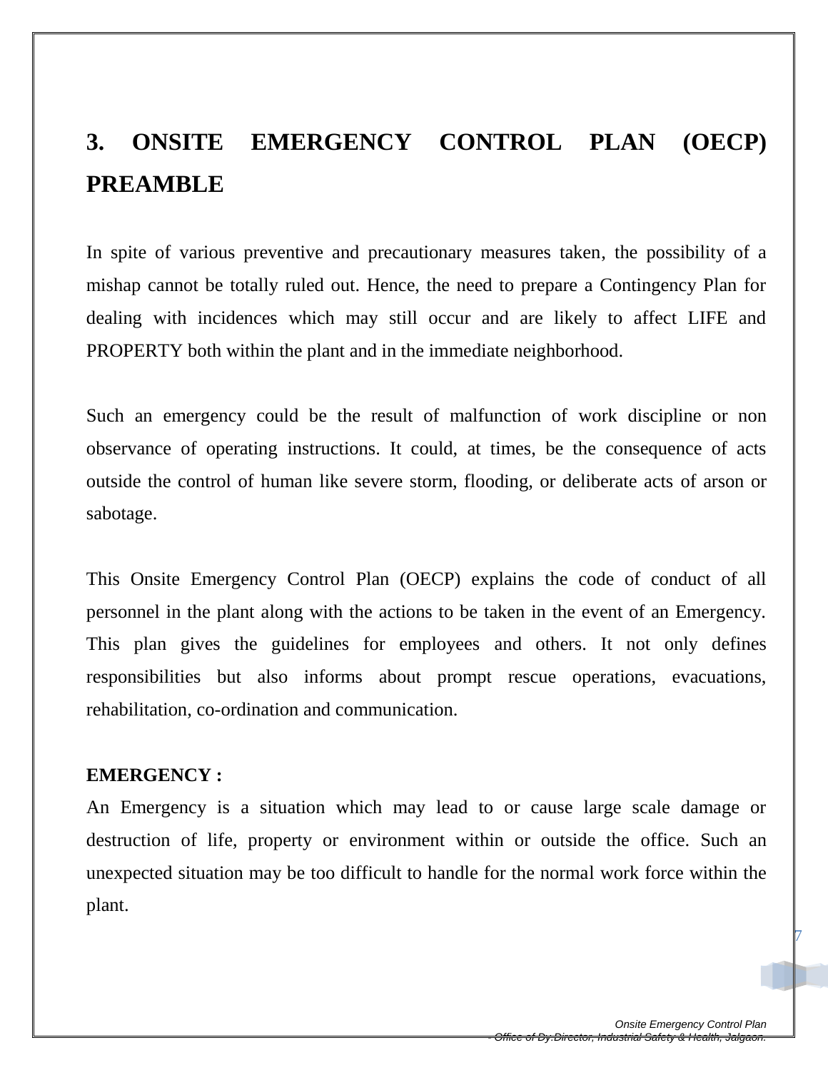# 3. ONSITE EMERGENCY CONTROL PLAN (OECP) PREAMBLE

In spite of various preventive and precautionary measures taken, the possibility of a mishap cannot be totally ruled out. Hence, the need to prepare a Contingency Plan for dealing with incidences which may still occur and are likely to affect LIFE and PROPERTY both within the plant and in the immediate neighborhood.

Such an emergency could be the result of malfunction of work discipline or non observance of operating instructions. It could, at times, be the consequence of acts outside the control of human like severe storm, flooding, or deliberate acts of arson or sabotage.

This Onsite Emergency Control Plan (OECP) explains the code of conduct of all personnel in the plant along with the actions to be taken in the event of an Emergency. This plan gives the guidelines for employees and others. It not only defines responsibilities but also informs about prompt rescue operations, evacuations, rehabilitation, co-ordination and communication.

**EMERGENCY :**

An Emergency is a situation which may lead to or cause large scale damage or destruction of life, property or environment within or outside the office. Such an unexpected situation may be too difficult to handle for the normal work force within the plant.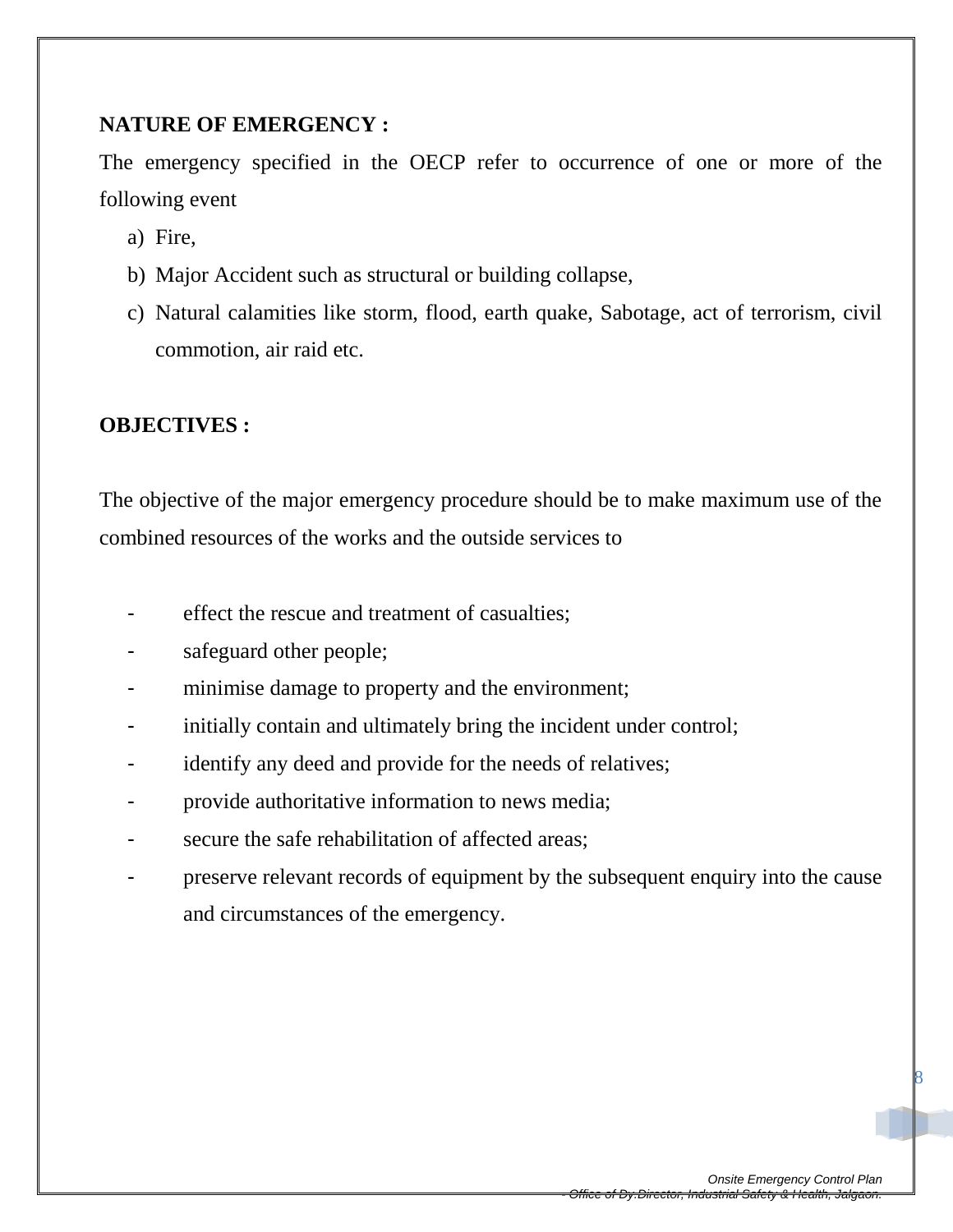**NATURE OF EMERGENCY :**

The emergency specified in the OECP refer to occurrence of one or more of the following event

a) Fire,
b) Major Accident such as structural or building collapse,
c) Natural calamities like storm, flood, earth quake, Sabotage, act of terrorism, civil commotion, air raid etc.

**OBJECTIVES :**

The objective of the major emergency procedure should be to make maximum use of the combined resources of the works and the outside services to

- effect the rescue and treatment of casualties;
- safeguard other people;
- minimise damage to property and the environment;
- initially contain and ultimately bring the incident under control;
- identify any deed and provide for the needs of relatives;
- provide authoritative information to news media;
- secure the safe rehabilitation of affected areas;
- preserve relevant records of equipment by the subsequent enquiry into the cause and circumstances of the emergency.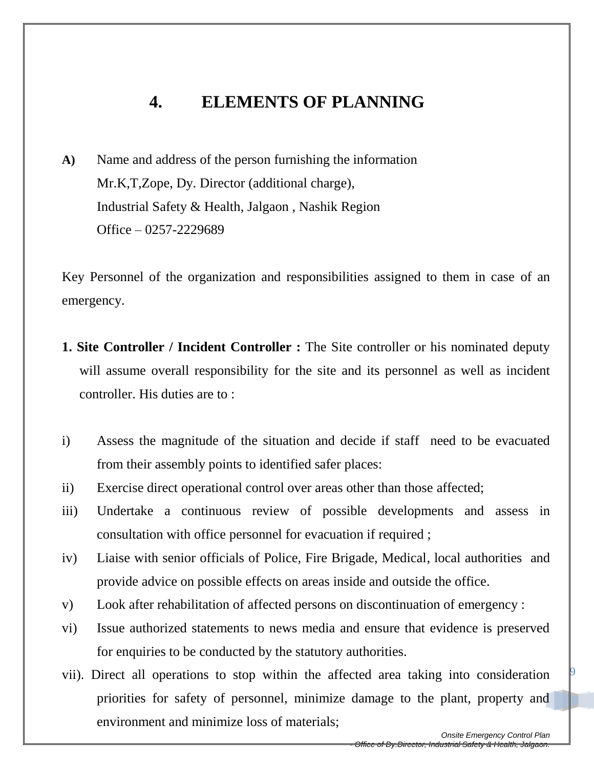# 4. ELEMENTS OF PLANNING

**A)** Name and address of the person furnishing the information
Mr.K,T,Zope, Dy. Director (additional charge),
Industrial Safety & Health, Jalgaon , Nashik Region
Office – 0257-2229689

Key Personnel of the organization and responsibilities assigned to them in case of an emergency.

**1. Site Controller / Incident Controller :** The Site controller or his nominated deputy will assume overall responsibility for the site and its personnel as well as incident controller. His duties are to :

i) Assess the magnitude of the situation and decide if staff need to be evacuated from their assembly points to identified safer places:

ii) Exercise direct operational control over areas other than those affected;

iii) Undertake a continuous review of possible developments and assess in consultation with office personnel for evacuation if required ;

iv) Liaise with senior officials of Police, Fire Brigade, Medical, local authorities and provide advice on possible effects on areas inside and outside the office.

v) Look after rehabilitation of affected persons on discontinuation of emergency :

vi) Issue authorized statements to news media and ensure that evidence is preserved for enquiries to be conducted by the statutory authorities.

vii). Direct all operations to stop within the affected area taking into consideration priorities for safety of personnel, minimize damage to the plant, property and environment and minimize loss of materials;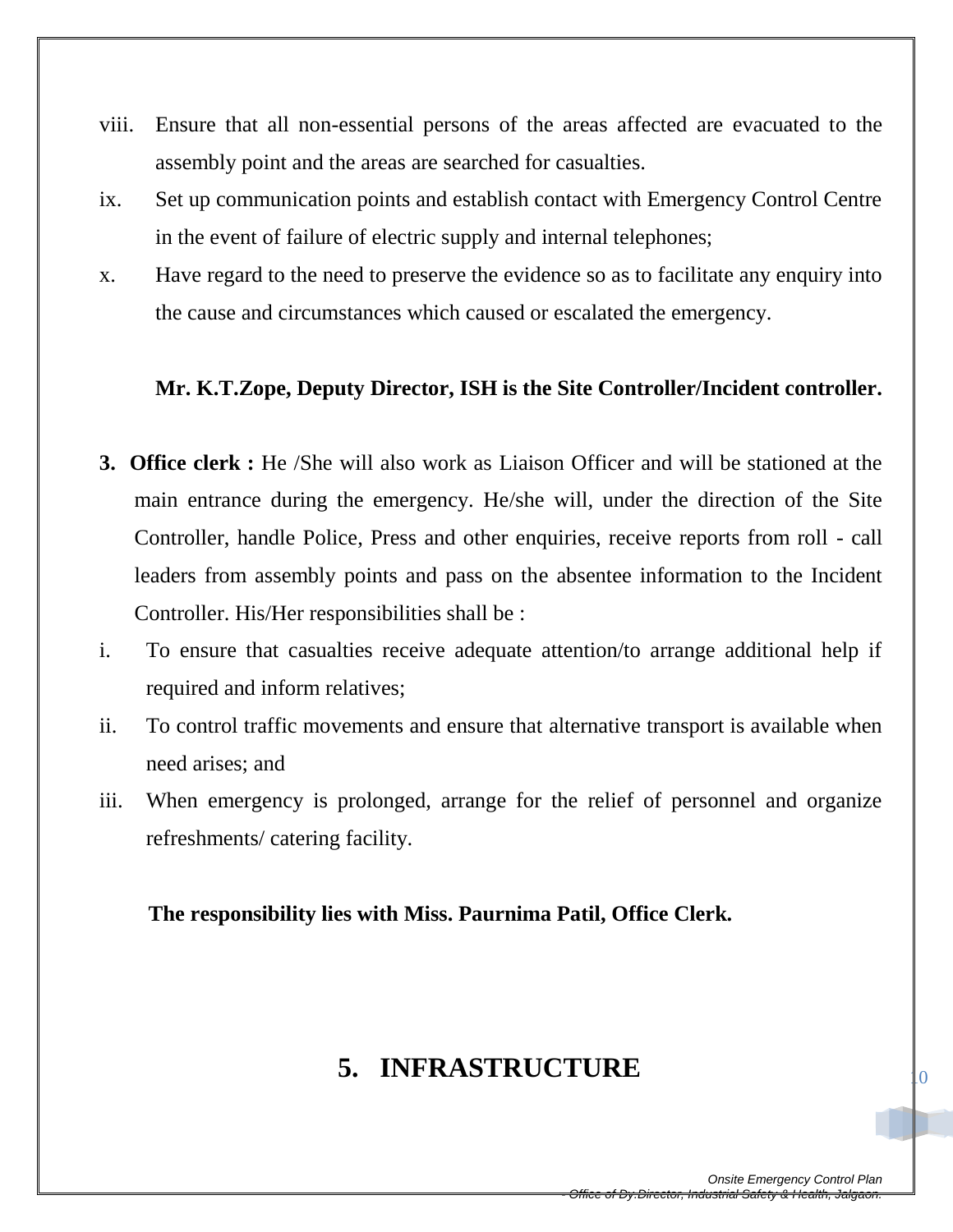viii. Ensure that all non-essential persons of the areas affected are evacuated to the assembly point and the areas are searched for casualties.

ix. Set up communication points and establish contact with Emergency Control Centre in the event of failure of electric supply and internal telephones;

x. Have regard to the need to preserve the evidence so as to facilitate any enquiry into the cause and circumstances which caused or escalated the emergency.

**Mr. K.T.Zope, Deputy Director, ISH is the Site Controller/Incident controller.**

3. **Office clerk :** He /She will also work as Liaison Officer and will be stationed at the main entrance during the emergency. He/she will, under the direction of the Site Controller, handle Police, Press and other enquiries, receive reports from roll - call leaders from assembly points and pass on the absentee information to the Incident Controller. His/Her responsibilities shall be :

i. To ensure that casualties receive adequate attention/to arrange additional help if required and inform relatives;

ii. To control traffic movements and ensure that alternative transport is available when need arises; and

iii. When emergency is prolonged, arrange for the relief of personnel and organize refreshments/ catering facility.

**The responsibility lies with Miss. Paurnima Patil, Office Clerk.**

# 5. INFRASTRUCTURE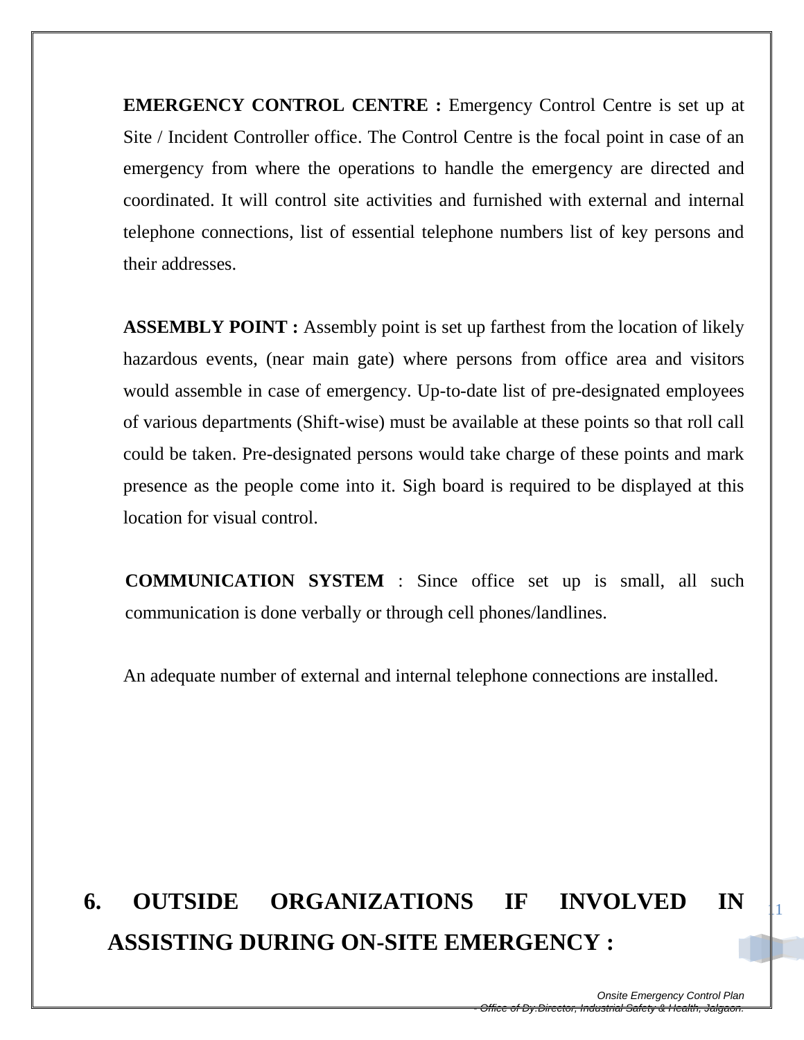**EMERGENCY CONTROL CENTRE :** Emergency Control Centre is set up at Site / Incident Controller office. The Control Centre is the focal point in case of an emergency from where the operations to handle the emergency are directed and coordinated. It will control site activities and furnished with external and internal telephone connections, list of essential telephone numbers list of key persons and their addresses.

**ASSEMBLY POINT :** Assembly point is set up farthest from the location of likely hazardous events, (near main gate) where persons from office area and visitors would assemble in case of emergency. Up-to-date list of pre-designated employees of various departments (Shift-wise) must be available at these points so that roll call could be taken. Pre-designated persons would take charge of these points and mark presence as the people come into it. Sigh board is required to be displayed at this location for visual control.

**COMMUNICATION SYSTEM** : Since office set up is small, all such communication is done verbally or through cell phones/landlines.

An adequate number of external and internal telephone connections are installed.

## 6. OUTSIDE ORGANIZATIONS IF INVOLVED IN ASSISTING DURING ON-SITE EMERGENCY :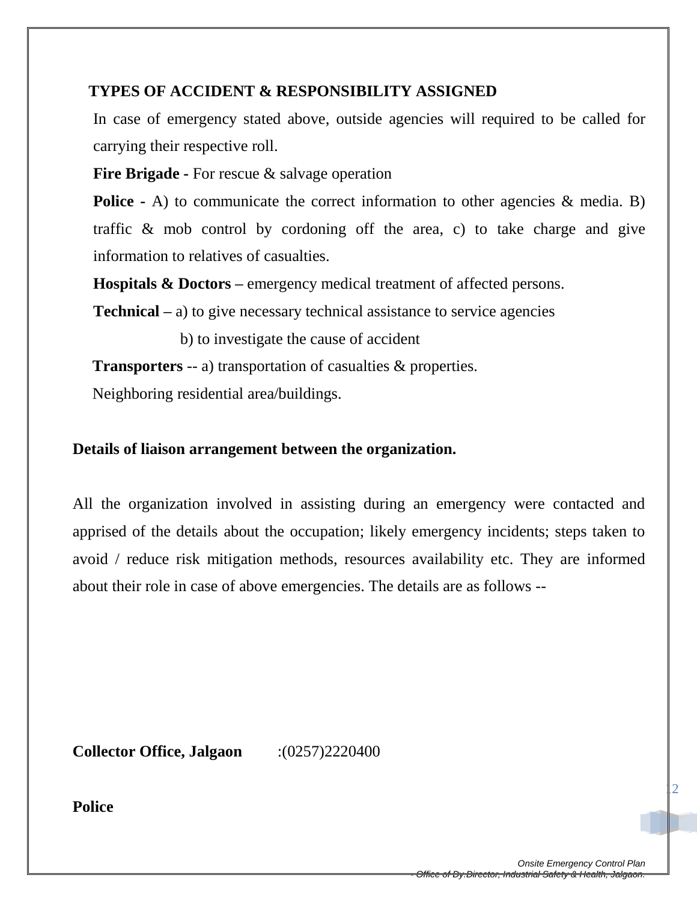## TYPES OF ACCIDENT & RESPONSIBILITY ASSIGNED

In case of emergency stated above, outside agencies will required to be called for carrying their respective roll.

**Fire Brigade -** For rescue & salvage operation

**Police -** A) to communicate the correct information to other agencies & media. B) traffic & mob control by cordoning off the area, c) to take charge and give information to relatives of casualties.

**Hospitals & Doctors –** emergency medical treatment of affected persons.

**Technical –** a) to give necessary technical assistance to service agencies

b) to investigate the cause of accident

**Transporters** -- a) transportation of casualties & properties.

Neighboring residential area/buildings.

**Details of liaison arrangement between the organization.**

All the organization involved in assisting during an emergency were contacted and apprised of the details about the occupation; likely emergency incidents; steps taken to avoid / reduce risk mitigation methods, resources availability etc. They are informed about their role in case of above emergencies. The details are as follows --

**Collector Office, Jalgaon** :(0257)2220400

**Police**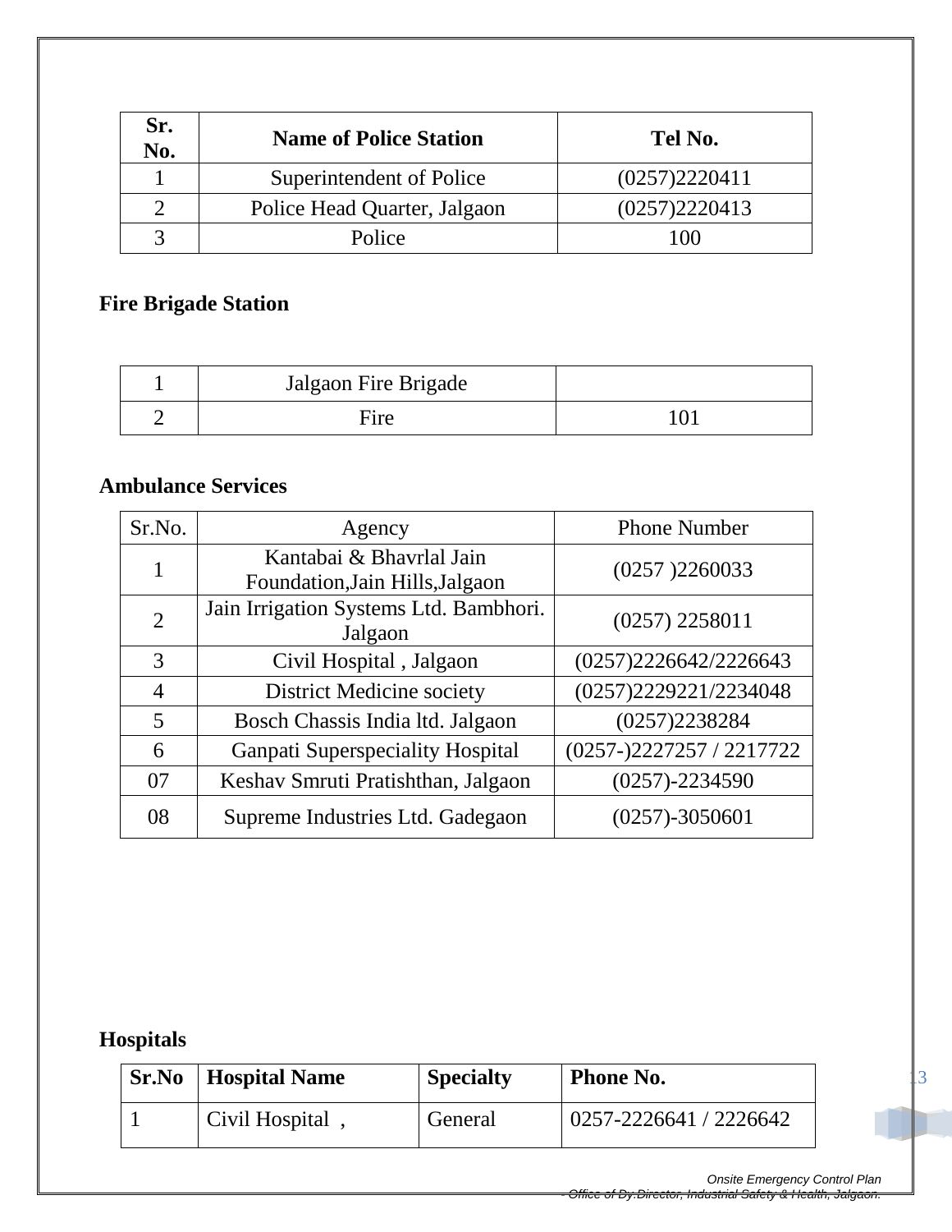| Sr. No. | Name of Police Station | Tel No. |
|---|---|---|
| 1 | Superintendent of Police | (0257)2220411 |
| 2 | Police Head Quarter, Jalgaon | (0257)2220413 |
| 3 | Police | 100 |

**Fire Brigade Station**

| | | |
|---|---|---|
| 1 | Jalgaon Fire Brigade | |
| 2 | Fire | 101 |

**Ambulance Services**

| Sr.No. | Agency | Phone Number |
|---|---|---|
| 1 | Kantabai & Bhavrlal Jain Foundation,Jain Hills,Jalgaon | (0257 )2260033 |
| 2 | Jain Irrigation Systems Ltd. Bambhori. Jalgaon | (0257) 2258011 |
| 3 | Civil Hospital , Jalgaon | (0257)2226642/2226643 |
| 4 | District Medicine society | (0257)2229221/2234048 |
| 5 | Bosch Chassis India ltd. Jalgaon | (0257)2238284 |
| 6 | Ganpati Superspeciality Hospital | (0257-)2227257 / 2217722 |
| 07 | Keshav Smruti Pratishthan, Jalgaon | (0257)-2234590 |
| 08 | Supreme Industries Ltd. Gadegaon | (0257)-3050601 |

**Hospitals**

| Sr.No | Hospital Name | Specialty | Phone No. |
|---|---|---|---|
| 1 | Civil Hospital , | General | 0257-2226641 / 2226642 |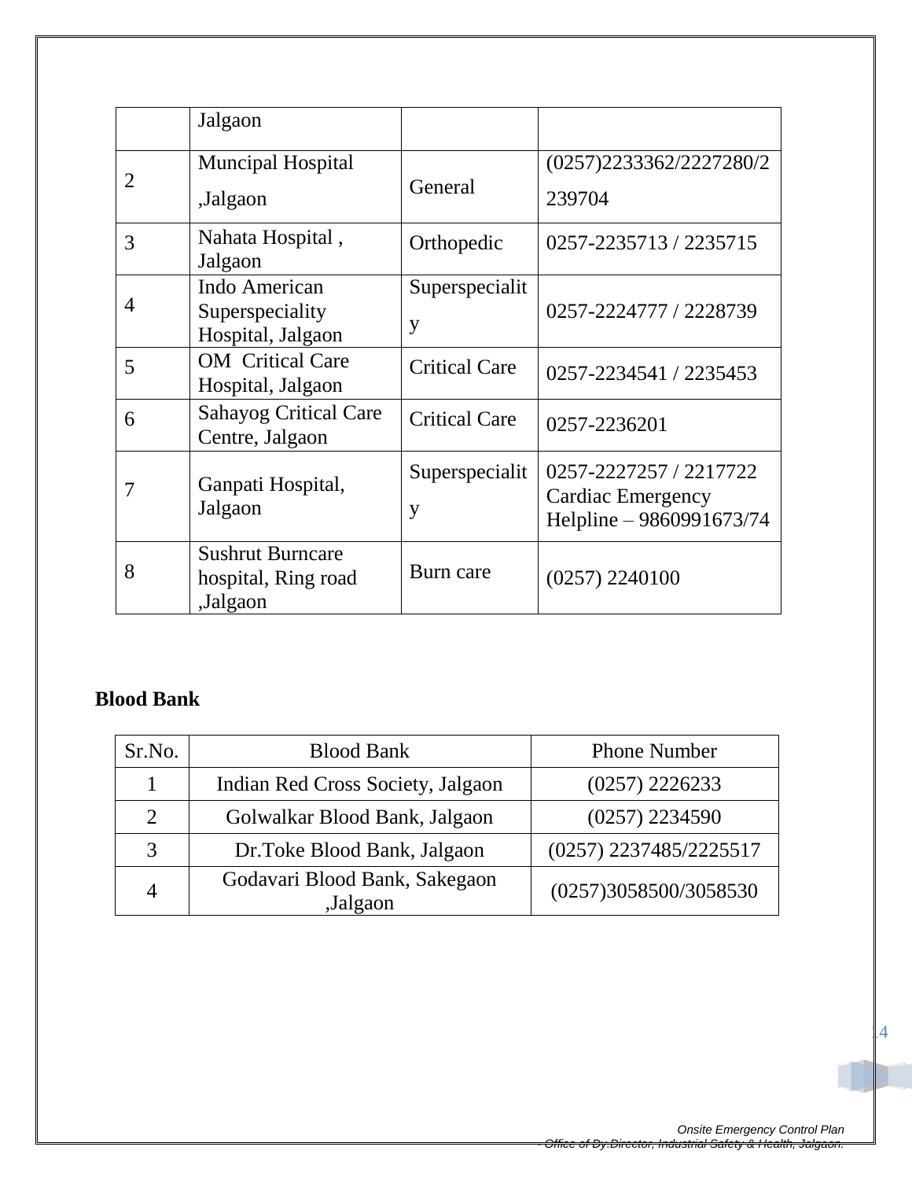| | Jalgaon | | |
|---|---|---|---|
| 2 | Muncipal Hospital ,Jalgaon | General | (0257)2233362/2227280/2239704 |
| 3 | Nahata Hospital , Jalgaon | Orthopedic | 0257-2235713 / 2235715 |
| 4 | Indo American Superspeciality Hospital, Jalgaon | Superspeciality | 0257-2224777 / 2228739 |
| 5 | OM Critical Care Hospital, Jalgaon | Critical Care | 0257-2234541 / 2235453 |
| 6 | Sahayog Critical Care Centre, Jalgaon | Critical Care | 0257-2236201 |
| 7 | Ganpati Hospital, Jalgaon | Superspeciality | 0257-2227257 / 2217722 Cardiac Emergency Helpline – 9860991673/74 |
| 8 | Sushrut Burncare hospital, Ring road ,Jalgaon | Burn care | (0257) 2240100 |

**Blood Bank**

| Sr.No. | Blood Bank | Phone Number |
|---|---|---|
| 1 | Indian Red Cross Society, Jalgaon | (0257) 2226233 |
| 2 | Golwalkar Blood Bank, Jalgaon | (0257) 2234590 |
| 3 | Dr.Toke Blood Bank, Jalgaon | (0257) 2237485/2225517 |
| 4 | Godavari Blood Bank, Sakegaon ,Jalgaon | (0257)3058500/3058530 |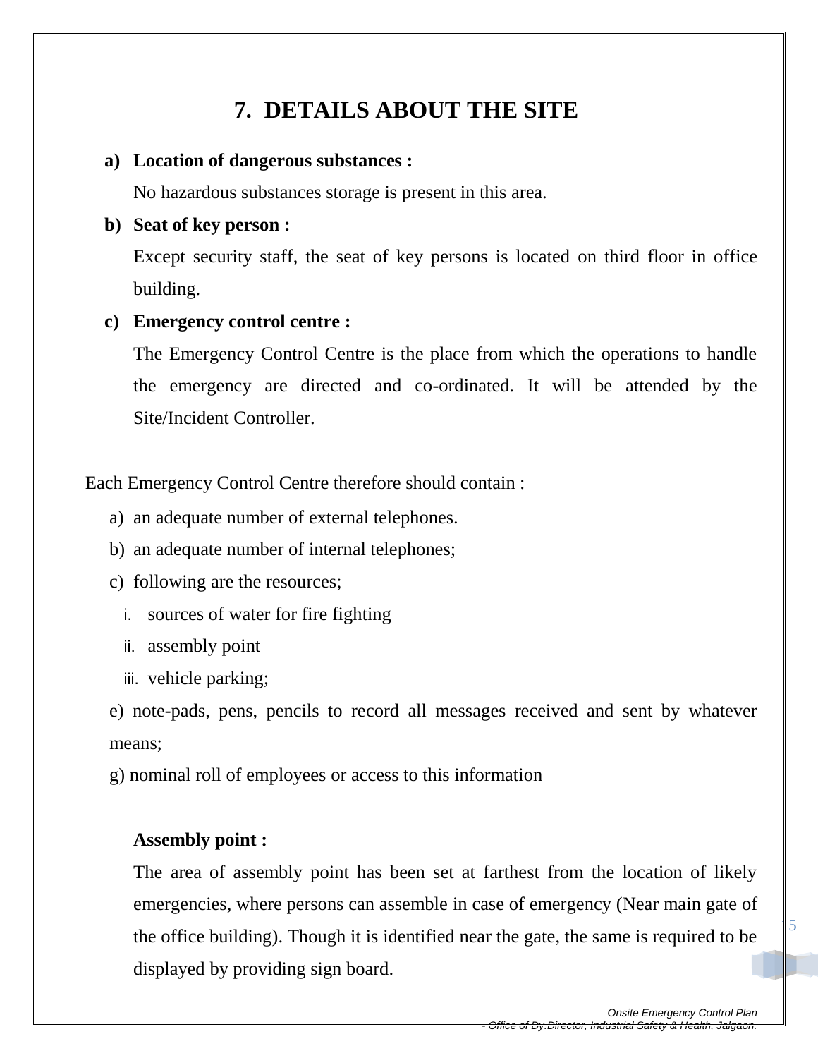## 7. DETAILS ABOUT THE SITE

a) **Location of dangerous substances :**

   No hazardous substances storage is present in this area.

b) **Seat of key person :**

   Except security staff, the seat of key persons is located on third floor in office building.

c) **Emergency control centre :**

   The Emergency Control Centre is the place from which the operations to handle the emergency are directed and co-ordinated. It will be attended by the Site/Incident Controller.

Each Emergency Control Centre therefore should contain :

a) an adequate number of external telephones.
b) an adequate number of internal telephones;
c) following are the resources;
   i. sources of water for fire fighting
   ii. assembly point
   iii. vehicle parking;

e) note-pads, pens, pencils to record all messages received and sent by whatever means;

g) nominal roll of employees or access to this information

**Assembly point :**

The area of assembly point has been set at farthest from the location of likely emergencies, where persons can assemble in case of emergency (Near main gate of the office building). Though it is identified near the gate, the same is required to be displayed by providing sign board.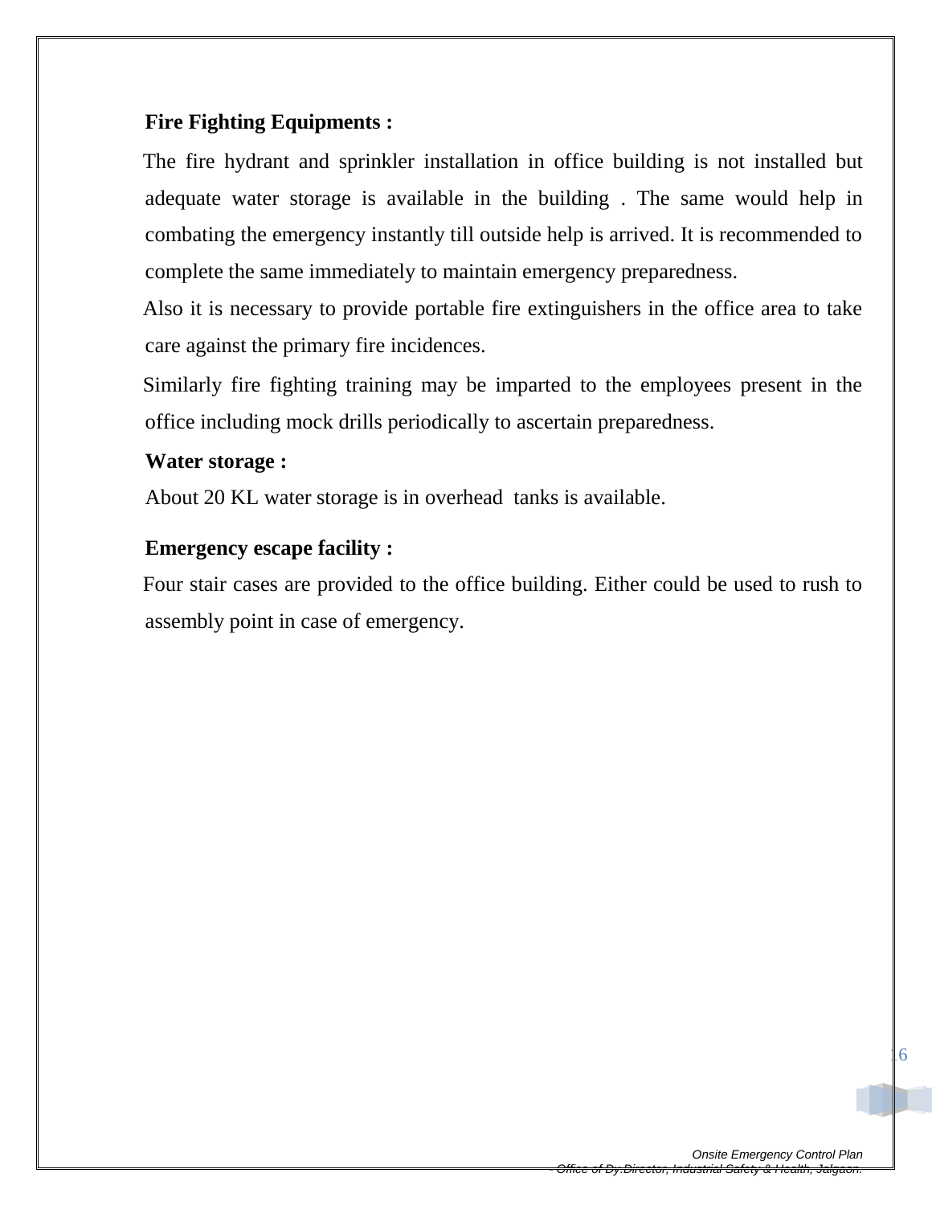**Fire Fighting Equipments :**

The fire hydrant and sprinkler installation in office building is not installed but adequate water storage is available in the building . The same would help in combating the emergency instantly till outside help is arrived. It is recommended to complete the same immediately to maintain emergency preparedness.

Also it is necessary to provide portable fire extinguishers in the office area to take care against the primary fire incidences.

Similarly fire fighting training may be imparted to the employees present in the office including mock drills periodically to ascertain preparedness.

**Water storage :**

About 20 KL water storage is in overhead tanks is available.

**Emergency escape facility :**

Four stair cases are provided to the office building. Either could be used to rush to assembly point in case of emergency.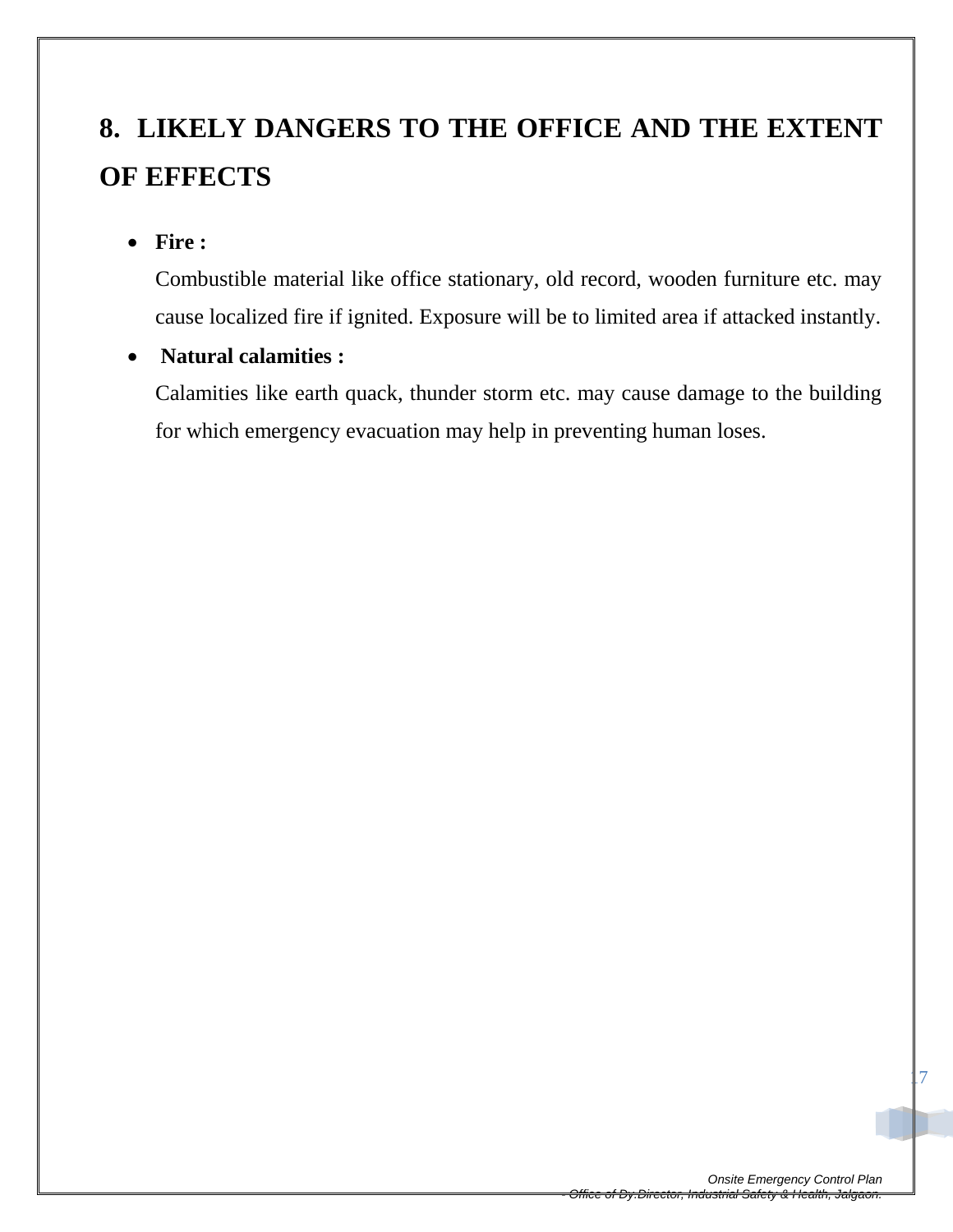# 8. LIKELY DANGERS TO THE OFFICE AND THE EXTENT OF EFFECTS

- **Fire :**

  Combustible material like office stationary, old record, wooden furniture etc. may cause localized fire if ignited. Exposure will be to limited area if attacked instantly.

- **Natural calamities :**

  Calamities like earth quack, thunder storm etc. may cause damage to the building for which emergency evacuation may help in preventing human loses.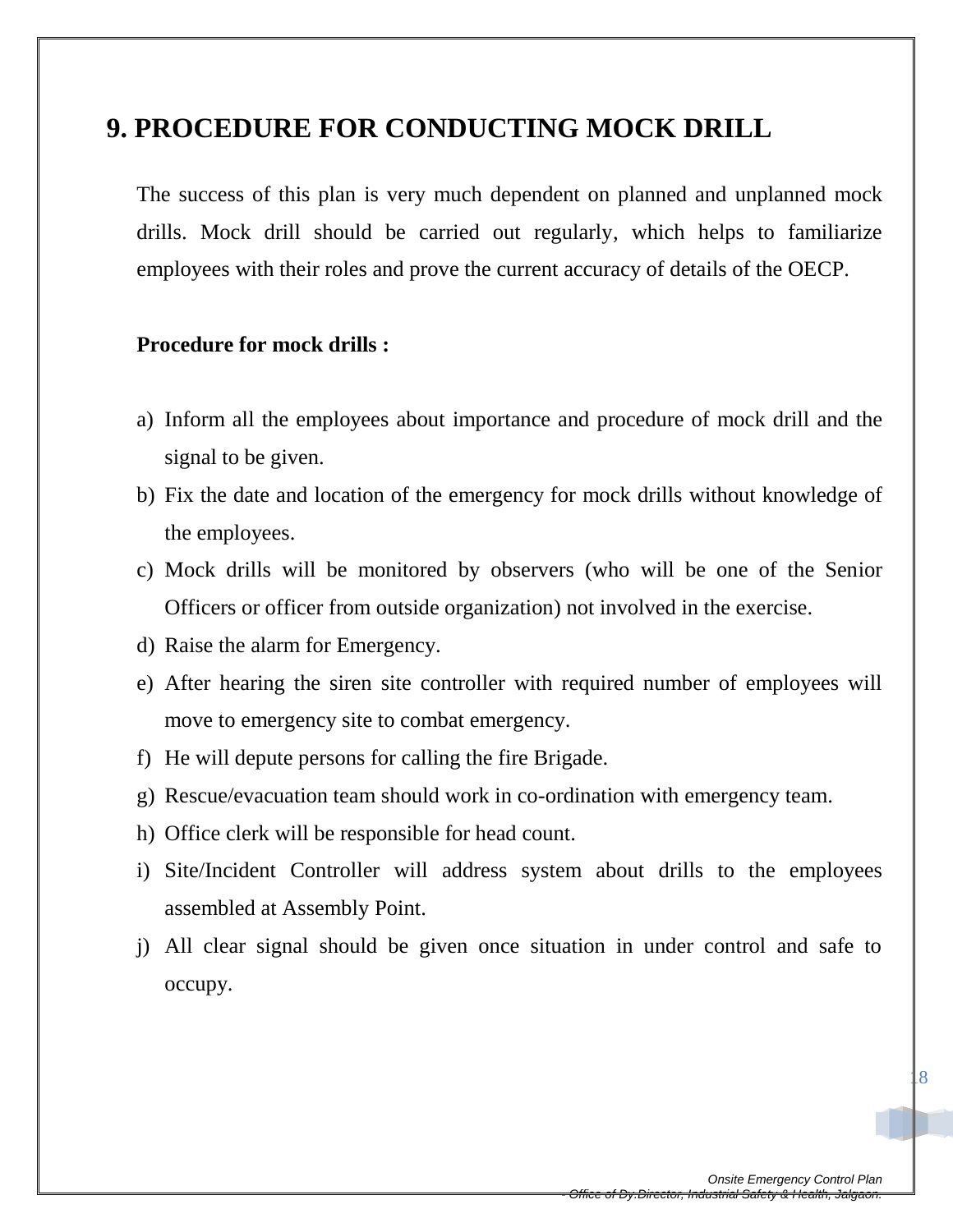# 9. PROCEDURE FOR CONDUCTING MOCK DRILL

The success of this plan is very much dependent on planned and unplanned mock drills. Mock drill should be carried out regularly, which helps to familiarize employees with their roles and prove the current accuracy of details of the OECP.

**Procedure for mock drills :**

a) Inform all the employees about importance and procedure of mock drill and the signal to be given.
b) Fix the date and location of the emergency for mock drills without knowledge of the employees.
c) Mock drills will be monitored by observers (who will be one of the Senior Officers or officer from outside organization) not involved in the exercise.
d) Raise the alarm for Emergency.
e) After hearing the siren site controller with required number of employees will move to emergency site to combat emergency.
f) He will depute persons for calling the fire Brigade.
g) Rescue/evacuation team should work in co-ordination with emergency team.
h) Office clerk will be responsible for head count.
i) Site/Incident Controller will address system about drills to the employees assembled at Assembly Point.
j) All clear signal should be given once situation in under control and safe to occupy.